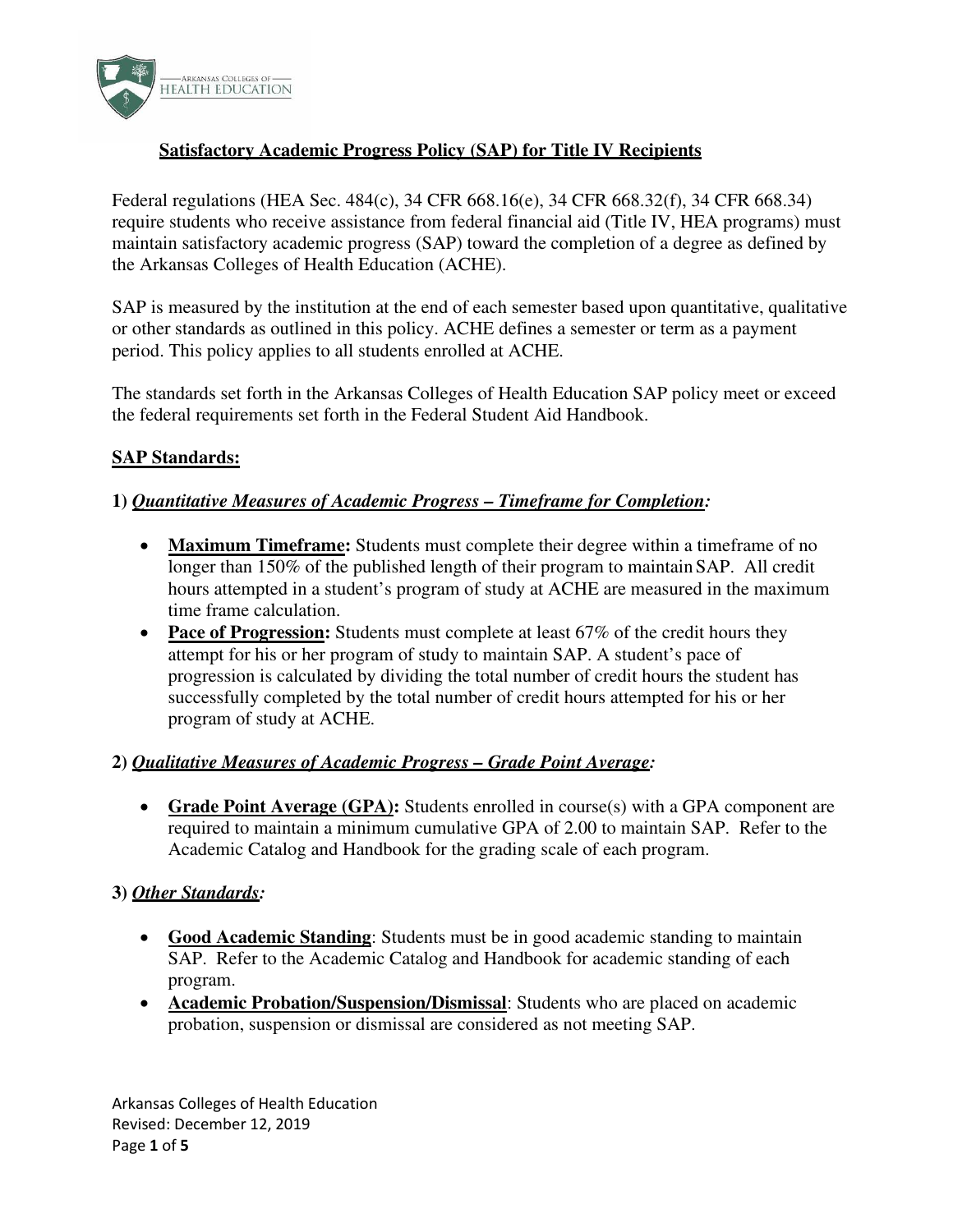# Satisfactory Academic Progress Policy (SAP) for Title IV Recipients

Federal regulations (HEA Sec. 484(c), 34 CFR 668.16(e), 34 CFR 668.32(f), 34 CFR 668.34) require students who receive assistance from federal financial aid (Title IV, HEA programs) must maintain satisfactory academic progress (SAP) toward the completion of a degree as defined by the Arkansas Colleges of Health Education (ACHE).

SAP is measured by the institution at the end of each semester based upon quantitative, qualitative or other standards as outlined in this policy. ACHE defines a semester or term as a payment period. This policy applies to all students enrolled at ACHE.

The standards set forth in the Arkansas Colleges of Health Education SAP policy meet or exceed the federal requirements set forth in the Federal Student Aid Handbook.

## SAP Standards:

### 1) *Quantitative Measures of Academic Progress – Timeframe for Completion:*

- **Maximum Timeframe:** Students must complete their degree within a timeframe of no longer than 150% of the published length of their program to maintain SAP. All credit hours attempted in a student's program of study at ACHE are measured in the maximum time frame calculation.
- **Pace of Progression:** Students must complete at least 67% of the credit hours they attempt for his or her program of study to maintain SAP. A student's pace of progression is calculated by dividing the total number of credit hours the student has successfully completed by the total number of credit hours attempted for his or her program of study at ACHE.

### 2) *Qualitative Measures of Academic Progress – Grade Point Average:*

- **Grade Point Average (GPA):** Students enrolled in course(s) with a GPA component are required to maintain a minimum cumulative GPA of 2.00 to maintain SAP. Refer to the Academic Catalog and Handbook for the grading scale of each program.

### 3) *Other Standards:*

- **Good Academic Standing**: Students must be in good academic standing to maintain SAP. Refer to the Academic Catalog and Handbook for academic standing of each program.
- **Academic Probation/Suspension/Dismissal**: Students who are placed on academic probation, suspension or dismissal are considered as not meeting SAP.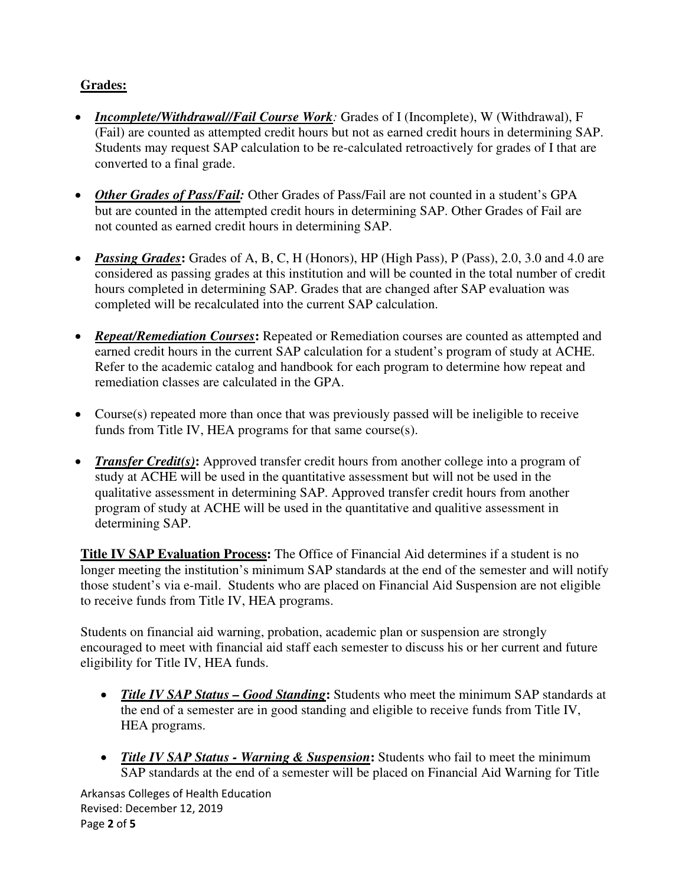**Grades:**

- ***Incomplete/Withdrawal//Fail Course Work**:* Grades of I (Incomplete), W (Withdrawal), F (Fail) are counted as attempted credit hours but not as earned credit hours in determining SAP. Students may request SAP calculation to be re-calculated retroactively for grades of I that are converted to a final grade.

- ***Other Grades of Pass/Fail:*** Other Grades of Pass/Fail are not counted in a student's GPA but are counted in the attempted credit hours in determining SAP. Other Grades of Fail are not counted as earned credit hours in determining SAP.

- ***Passing Grades*:** Grades of A, B, C, H (Honors), HP (High Pass), P (Pass), 2.0, 3.0 and 4.0 are considered as passing grades at this institution and will be counted in the total number of credit hours completed in determining SAP. Grades that are changed after SAP evaluation was completed will be recalculated into the current SAP calculation.

- ***Repeat/Remediation Courses*:** Repeated or Remediation courses are counted as attempted and earned credit hours in the current SAP calculation for a student's program of study at ACHE. Refer to the academic catalog and handbook for each program to determine how repeat and remediation classes are calculated in the GPA.

- Course(s) repeated more than once that was previously passed will be ineligible to receive funds from Title IV, HEA programs for that same course(s).

- ***Transfer Credit(s)*:** Approved transfer credit hours from another college into a program of study at ACHE will be used in the quantitative assessment but will not be used in the qualitative assessment in determining SAP. Approved transfer credit hours from another program of study at ACHE will be used in the quantitative and qualitive assessment in determining SAP.

**Title IV SAP Evaluation Process:** The Office of Financial Aid determines if a student is no longer meeting the institution's minimum SAP standards at the end of the semester and will notify those student's via e-mail. Students who are placed on Financial Aid Suspension are not eligible to receive funds from Title IV, HEA programs.

Students on financial aid warning, probation, academic plan or suspension are strongly encouraged to meet with financial aid staff each semester to discuss his or her current and future eligibility for Title IV, HEA funds.

- ***Title IV SAP Status – Good Standing*:** Students who meet the minimum SAP standards at the end of a semester are in good standing and eligible to receive funds from Title IV, HEA programs.

- ***Title IV SAP Status - Warning & Suspension*:** Students who fail to meet the minimum SAP standards at the end of a semester will be placed on Financial Aid Warning for Title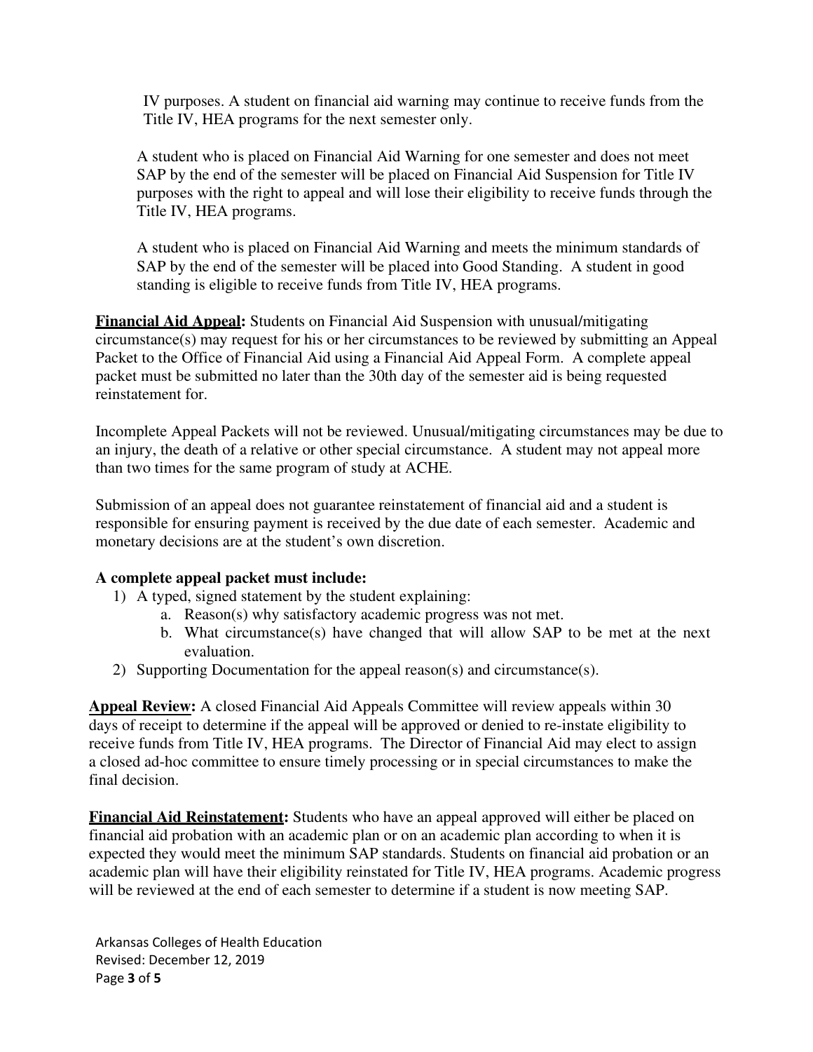IV purposes. A student on financial aid warning may continue to receive funds from the Title IV, HEA programs for the next semester only.

A student who is placed on Financial Aid Warning for one semester and does not meet SAP by the end of the semester will be placed on Financial Aid Suspension for Title IV purposes with the right to appeal and will lose their eligibility to receive funds through the Title IV, HEA programs.

A student who is placed on Financial Aid Warning and meets the minimum standards of SAP by the end of the semester will be placed into Good Standing. A student in good standing is eligible to receive funds from Title IV, HEA programs.

**Financial Aid Appeal:** Students on Financial Aid Suspension with unusual/mitigating circumstance(s) may request for his or her circumstances to be reviewed by submitting an Appeal Packet to the Office of Financial Aid using a Financial Aid Appeal Form. A complete appeal packet must be submitted no later than the 30th day of the semester aid is being requested reinstatement for.

Incomplete Appeal Packets will not be reviewed. Unusual/mitigating circumstances may be due to an injury, the death of a relative or other special circumstance. A student may not appeal more than two times for the same program of study at ACHE.

Submission of an appeal does not guarantee reinstatement of financial aid and a student is responsible for ensuring payment is received by the due date of each semester. Academic and monetary decisions are at the student's own discretion.

**A complete appeal packet must include:**

1) A typed, signed statement by the student explaining:
   a. Reason(s) why satisfactory academic progress was not met.
   b. What circumstance(s) have changed that will allow SAP to be met at the next evaluation.
2) Supporting Documentation for the appeal reason(s) and circumstance(s).

**Appeal Review:** A closed Financial Aid Appeals Committee will review appeals within 30 days of receipt to determine if the appeal will be approved or denied to re-instate eligibility to receive funds from Title IV, HEA programs. The Director of Financial Aid may elect to assign a closed ad-hoc committee to ensure timely processing or in special circumstances to make the final decision.

**Financial Aid Reinstatement:** Students who have an appeal approved will either be placed on financial aid probation with an academic plan or on an academic plan according to when it is expected they would meet the minimum SAP standards. Students on financial aid probation or an academic plan will have their eligibility reinstated for Title IV, HEA programs. Academic progress will be reviewed at the end of each semester to determine if a student is now meeting SAP.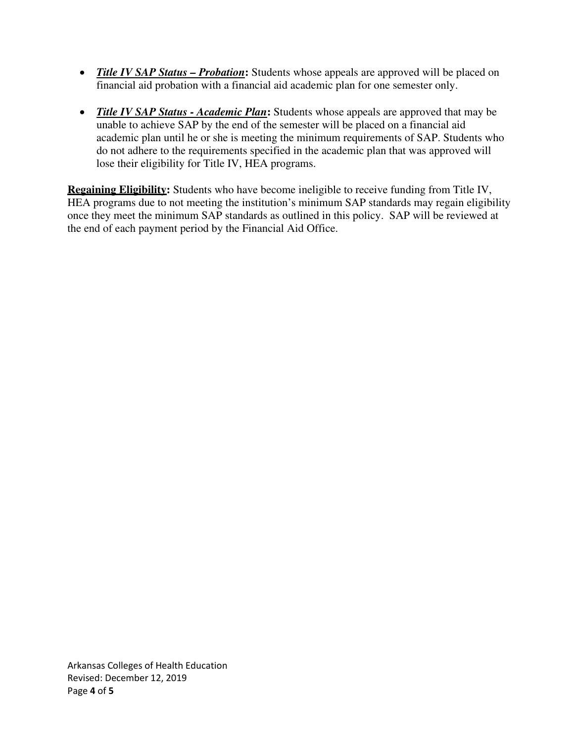- ***Title IV SAP Status – Probation*****:** Students whose appeals are approved will be placed on financial aid probation with a financial aid academic plan for one semester only.

- ***Title IV SAP Status - Academic Plan*****:** Students whose appeals are approved that may be unable to achieve SAP by the end of the semester will be placed on a financial aid academic plan until he or she is meeting the minimum requirements of SAP. Students who do not adhere to the requirements specified in the academic plan that was approved will lose their eligibility for Title IV, HEA programs.

**Regaining Eligibility:** Students who have become ineligible to receive funding from Title IV, HEA programs due to not meeting the institution's minimum SAP standards may regain eligibility once they meet the minimum SAP standards as outlined in this policy. SAP will be reviewed at the end of each payment period by the Financial Aid Office.